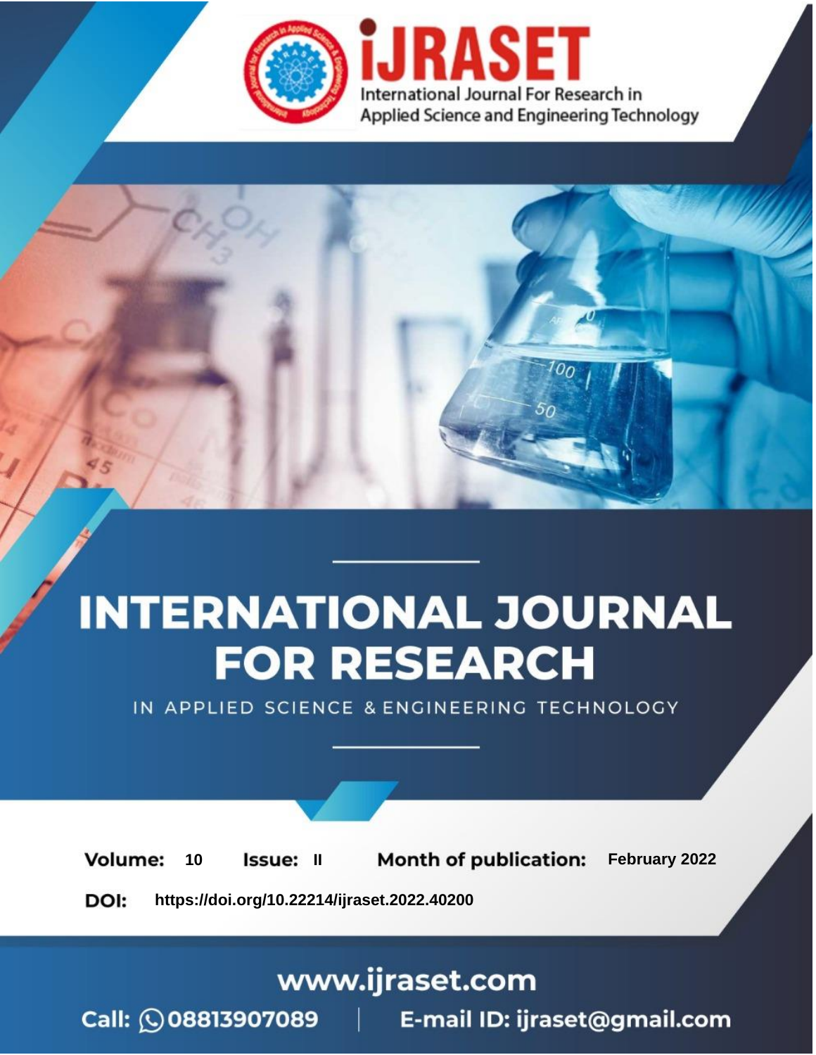# INTERNATIONAL JOURNAL FOR RESEARCH

IN APPLIED SCIENCE & ENGINEERING TECHNOLOGY

**Volume:** 10 **Issue:** II **Month of publication:** February 2022

**DOI:** https://doi.org/10.22214/ijraset.2022.40200

www.ijraset.com

Call: 08813907089 | E-mail ID: ijraset@gmail.com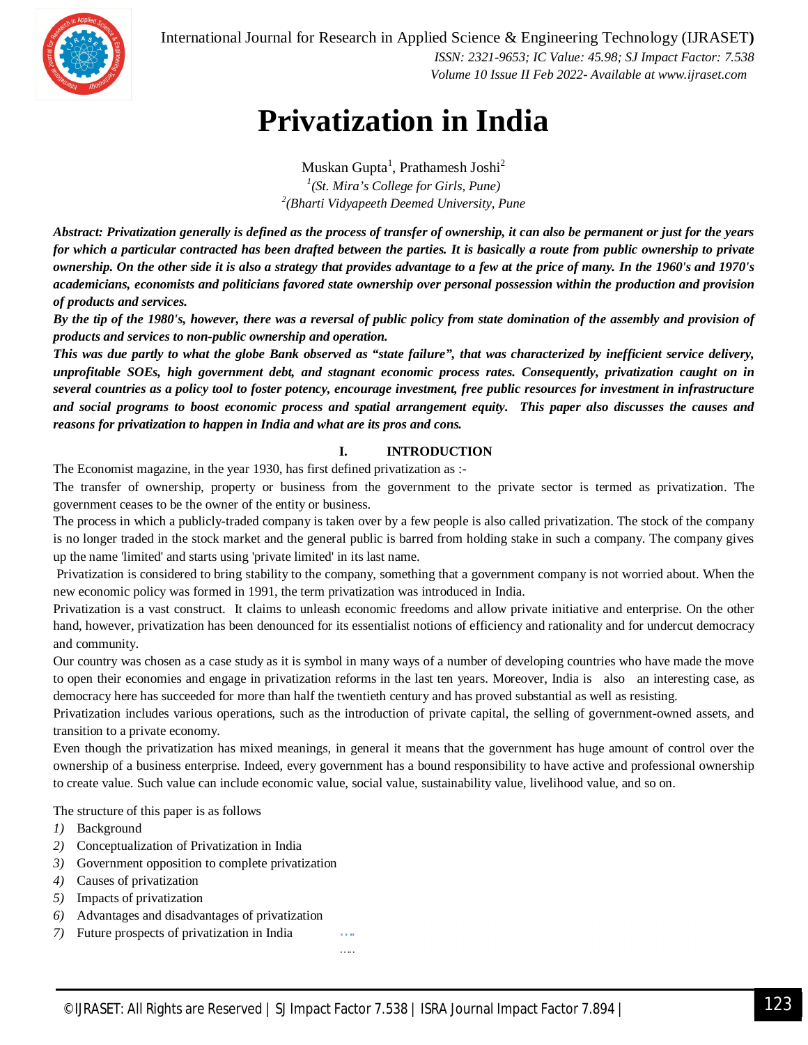# Privatization in India

Muskan Gupta[1], Prathamesh Joshi[2]

[1](St. Mira's College for Girls, Pune)

[2](Bharti Vidyapeeth Deemed University, Pune

***Abstract:** Privatization generally is defined as the process of transfer of ownership, it can also be permanent or just for the years for which a particular contracted has been drafted between the parties. It is basically a route from public ownership to private ownership. On the other side it is also a strategy that provides advantage to a few at the price of many. In the 1960's and 1970's academicians, economists and politicians favored state ownership over personal possession within the production and provision of products and services.*

***By the tip of the 1980's, however, there was a reversal of public policy from state domination of the assembly and provision of products and services to non-public ownership and operation.***

***This was due partly to what the globe Bank observed as "state failure", that was characterized by inefficient service delivery, unprofitable SOEs, high government debt, and stagnant economic process rates. Consequently, privatization caught on in several countries as a policy tool to foster potency, encourage investment, free public resources for investment in infrastructure and social programs to boost economic process and spatial arrangement equity. This paper also discusses the causes and reasons for privatization to happen in India and what are its pros and cons.***

## I. INTRODUCTION

The Economist magazine, in the year 1930, has first defined privatization as :-

The transfer of ownership, property or business from the government to the private sector is termed as privatization. The government ceases to be the owner of the entity or business.

The process in which a publicly-traded company is taken over by a few people is also called privatization. The stock of the company is no longer traded in the stock market and the general public is barred from holding stake in such a company. The company gives up the name 'limited' and starts using 'private limited' in its last name.

Privatization is considered to bring stability to the company, something that a government company is not worried about. When the new economic policy was formed in 1991, the term privatization was introduced in India.

Privatization is a vast construct. It claims to unleash economic freedoms and allow private initiative and enterprise. On the other hand, however, privatization has been denounced for its essentialist notions of efficiency and rationality and for undercut democracy and community.

Our country was chosen as a case study as it is symbol in many ways of a number of developing countries who have made the move to open their economies and engage in privatization reforms in the last ten years. Moreover, India is also an interesting case, as democracy here has succeeded for more than half the twentieth century and has proved substantial as well as resisting.

Privatization includes various operations, such as the introduction of private capital, the selling of government-owned assets, and transition to a private economy.

Even though the privatization has mixed meanings, in general it means that the government has huge amount of control over the ownership of a business enterprise. Indeed, every government has a bound responsibility to have active and professional ownership to create value. Such value can include economic value, social value, sustainability value, livelihood value, and so on.

The structure of this paper is as follows

1) Background
2) Conceptualization of Privatization in India
3) Government opposition to complete privatization
4) Causes of privatization
5) Impacts of privatization
6) Advantages and disadvantages of privatization
7) Future prospects of privatization in India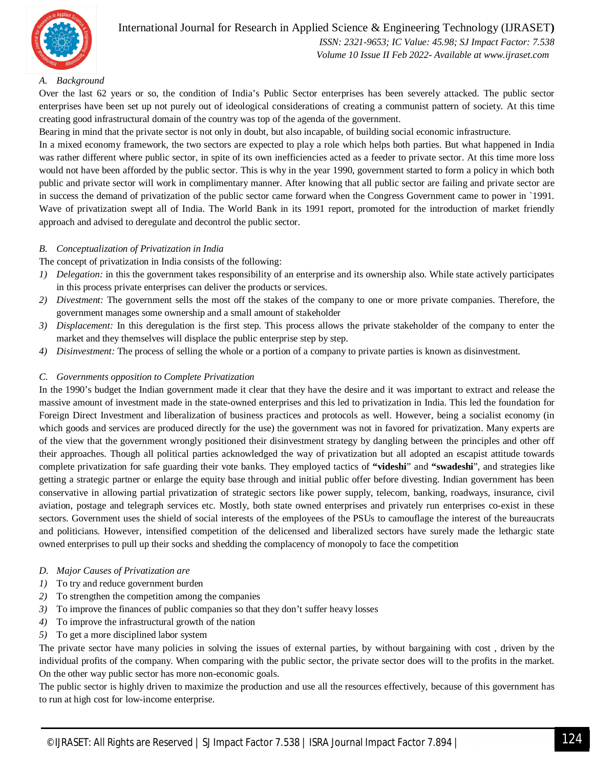### A. Background

Over the last 62 years or so, the condition of India's Public Sector enterprises has been severely attacked. The public sector enterprises have been set up not purely out of ideological considerations of creating a communist pattern of society. At this time creating good infrastructural domain of the country was top of the agenda of the government.

Bearing in mind that the private sector is not only in doubt, but also incapable, of building social economic infrastructure.

In a mixed economy framework, the two sectors are expected to play a role which helps both parties. But what happened in India was rather different where public sector, in spite of its own inefficiencies acted as a feeder to private sector. At this time more loss would not have been afforded by the public sector. This is why in the year 1990, government started to form a policy in which both public and private sector will work in complimentary manner. After knowing that all public sector are failing and private sector are in success the demand of privatization of the public sector came forward when the Congress Government came to power in `1991. Wave of privatization swept all of India. The World Bank in its 1991 report, promoted for the introduction of market friendly approach and advised to deregulate and decontrol the public sector.

### B. Conceptualization of Privatization in India

The concept of privatization in India consists of the following:

1) *Delegation:* in this the government takes responsibility of an enterprise and its ownership also. While state actively participates in this process private enterprises can deliver the products or services.
2) *Divestment:* The government sells the most off the stakes of the company to one or more private companies. Therefore, the government manages some ownership and a small amount of stakeholder
3) *Displacement:* In this deregulation is the first step. This process allows the private stakeholder of the company to enter the market and they themselves will displace the public enterprise step by step.
4) *Disinvestment:* The process of selling the whole or a portion of a company to private parties is known as disinvestment.

### C. Governments opposition to Complete Privatization

In the 1990's budget the Indian government made it clear that they have the desire and it was important to extract and release the massive amount of investment made in the state-owned enterprises and this led to privatization in India. This led the foundation for Foreign Direct Investment and liberalization of business practices and protocols as well. However, being a socialist economy (in which goods and services are produced directly for the use) the government was not in favored for privatization. Many experts are of the view that the government wrongly positioned their disinvestment strategy by dangling between the principles and other off their approaches. Though all political parties acknowledged the way of privatization but all adopted an escapist attitude towards complete privatization for safe guarding their vote banks. They employed tactics of **"videshi**" and **"swadeshi**", and strategies like getting a strategic partner or enlarge the equity base through and initial public offer before divesting. Indian government has been conservative in allowing partial privatization of strategic sectors like power supply, telecom, banking, roadways, insurance, civil aviation, postage and telegraph services etc. Mostly, both state owned enterprises and privately run enterprises co-exist in these sectors. Government uses the shield of social interests of the employees of the PSUs to camouflage the interest of the bureaucrats and politicians. However, intensified competition of the delicensed and liberalized sectors have surely made the lethargic state owned enterprises to pull up their socks and shedding the complacency of monopoly to face the competition

### D. Major Causes of Privatization are

1) To try and reduce government burden
2) To strengthen the competition among the companies
3) To improve the finances of public companies so that they don't suffer heavy losses
4) To improve the infrastructural growth of the nation
5) To get a more disciplined labor system

The private sector have many policies in solving the issues of external parties, by without bargaining with cost , driven by the individual profits of the company. When comparing with the public sector, the private sector does will to the profits in the market. On the other way public sector has more non-economic goals.

The public sector is highly driven to maximize the production and use all the resources effectively, because of this government has to run at high cost for low-income enterprise.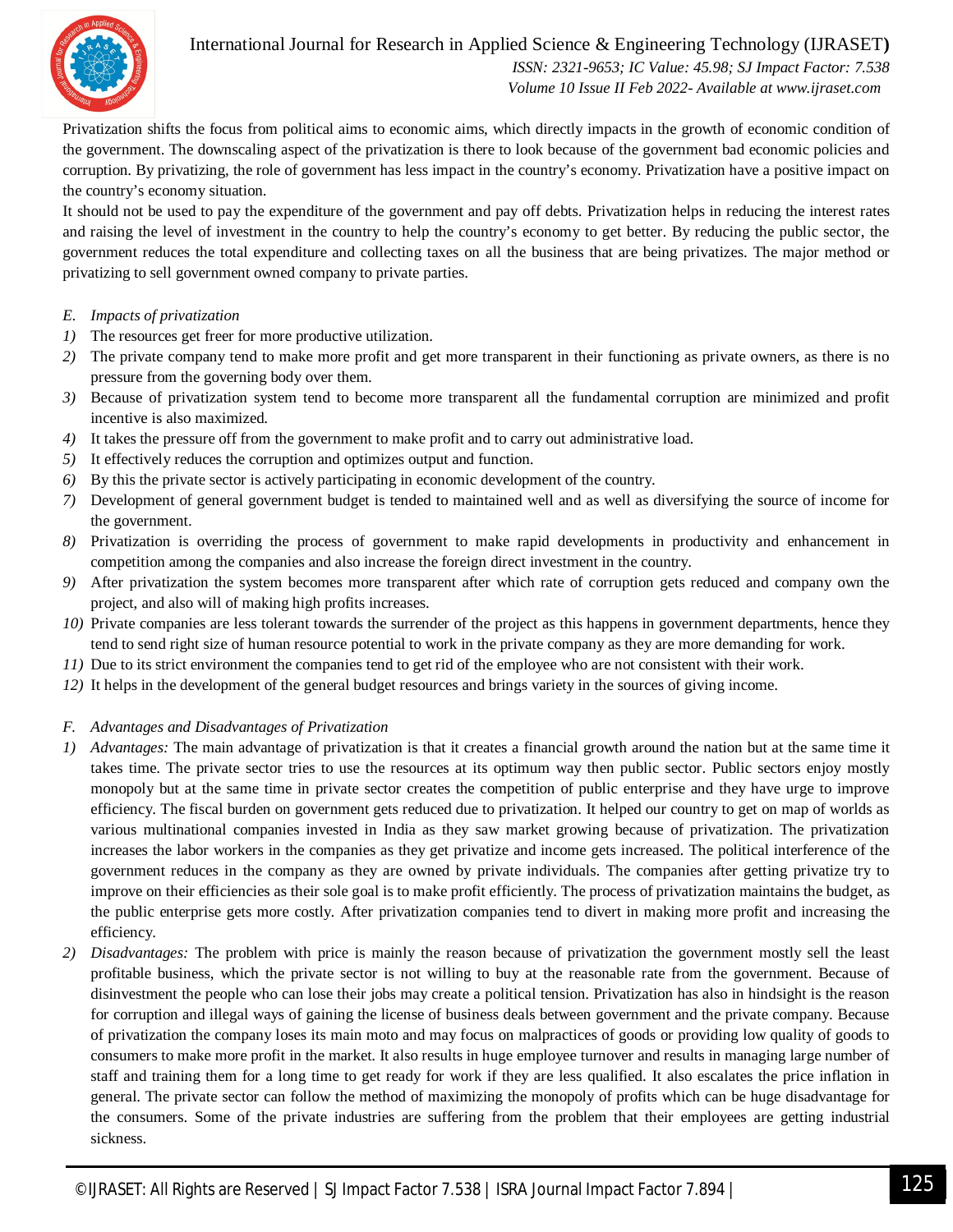Privatization shifts the focus from political aims to economic aims, which directly impacts in the growth of economic condition of the government. The downscaling aspect of the privatization is there to look because of the government bad economic policies and corruption. By privatizing, the role of government has less impact in the country's economy. Privatization have a positive impact on the country's economy situation.

It should not be used to pay the expenditure of the government and pay off debts. Privatization helps in reducing the interest rates and raising the level of investment in the country to help the country's economy to get better. By reducing the public sector, the government reduces the total expenditure and collecting taxes on all the business that are being privatizes. The major method or privatizing to sell government owned company to private parties.

### *E. Impacts of privatization*

1) The resources get freer for more productive utilization.
2) The private company tend to make more profit and get more transparent in their functioning as private owners, as there is no pressure from the governing body over them.
3) Because of privatization system tend to become more transparent all the fundamental corruption are minimized and profit incentive is also maximized.
4) It takes the pressure off from the government to make profit and to carry out administrative load.
5) It effectively reduces the corruption and optimizes output and function.
6) By this the private sector is actively participating in economic development of the country.
7) Development of general government budget is tended to maintained well and as well as diversifying the source of income for the government.
8) Privatization is overriding the process of government to make rapid developments in productivity and enhancement in competition among the companies and also increase the foreign direct investment in the country.
9) After privatization the system becomes more transparent after which rate of corruption gets reduced and company own the project, and also will of making high profits increases.
10) Private companies are less tolerant towards the surrender of the project as this happens in government departments, hence they tend to send right size of human resource potential to work in the private company as they are more demanding for work.
11) Due to its strict environment the companies tend to get rid of the employee who are not consistent with their work.
12) It helps in the development of the general budget resources and brings variety in the sources of giving income.

### *F. Advantages and Disadvantages of Privatization*

1) *Advantages:* The main advantage of privatization is that it creates a financial growth around the nation but at the same time it takes time. The private sector tries to use the resources at its optimum way then public sector. Public sectors enjoy mostly monopoly but at the same time in private sector creates the competition of public enterprise and they have urge to improve efficiency. The fiscal burden on government gets reduced due to privatization. It helped our country to get on map of worlds as various multinational companies invested in India as they saw market growing because of privatization. The privatization increases the labor workers in the companies as they get privatize and income gets increased. The political interference of the government reduces in the company as they are owned by private individuals. The companies after getting privatize try to improve on their efficiencies as their sole goal is to make profit efficiently. The process of privatization maintains the budget, as the public enterprise gets more costly. After privatization companies tend to divert in making more profit and increasing the efficiency.
2) *Disadvantages:* The problem with price is mainly the reason because of privatization the government mostly sell the least profitable business, which the private sector is not willing to buy at the reasonable rate from the government. Because of disinvestment the people who can lose their jobs may create a political tension. Privatization has also in hindsight is the reason for corruption and illegal ways of gaining the license of business deals between government and the private company. Because of privatization the company loses its main moto and may focus on malpractices of goods or providing low quality of goods to consumers to make more profit in the market. It also results in huge employee turnover and results in managing large number of staff and training them for a long time to get ready for work if they are less qualified. It also escalates the price inflation in general. The private sector can follow the method of maximizing the monopoly of profits which can be huge disadvantage for the consumers. Some of the private industries are suffering from the problem that their employees are getting industrial sickness.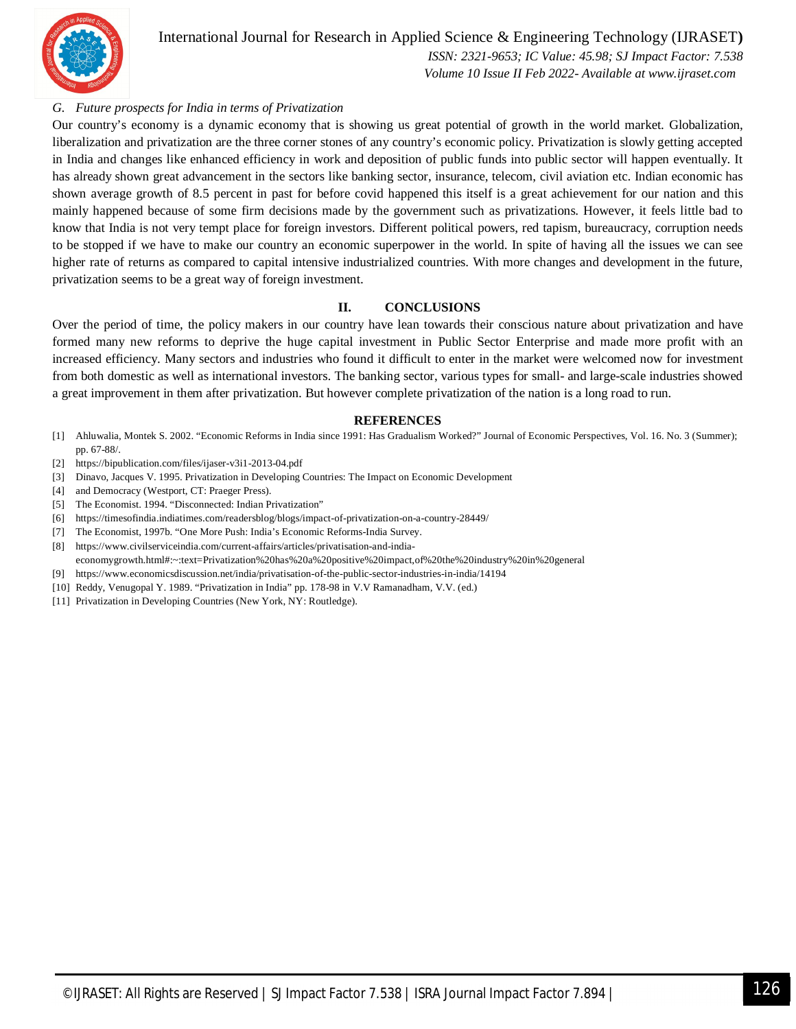### *G. Future prospects for India in terms of Privatization*

Our country's economy is a dynamic economy that is showing us great potential of growth in the world market. Globalization, liberalization and privatization are the three corner stones of any country's economic policy. Privatization is slowly getting accepted in India and changes like enhanced efficiency in work and deposition of public funds into public sector will happen eventually. It has already shown great advancement in the sectors like banking sector, insurance, telecom, civil aviation etc. Indian economic has shown average growth of 8.5 percent in past for before covid happened this itself is a great achievement for our nation and this mainly happened because of some firm decisions made by the government such as privatizations. However, it feels little bad to know that India is not very tempt place for foreign investors. Different political powers, red tapism, bureaucracy, corruption needs to be stopped if we have to make our country an economic superpower in the world. In spite of having all the issues we can see higher rate of returns as compared to capital intensive industrialized countries. With more changes and development in the future, privatization seems to be a great way of foreign investment.

## II. CONCLUSIONS

Over the period of time, the policy makers in our country have lean towards their conscious nature about privatization and have formed many new reforms to deprive the huge capital investment in Public Sector Enterprise and made more profit with an increased efficiency. Many sectors and industries who found it difficult to enter in the market were welcomed now for investment from both domestic as well as international investors. The banking sector, various types for small- and large-scale industries showed a great improvement in them after privatization. But however complete privatization of the nation is a long road to run.

## REFERENCES

[1] Ahluwalia, Montek S. 2002. "Economic Reforms in India since 1991: Has Gradualism Worked?" Journal of Economic Perspectives, Vol. 16. No. 3 (Summer); pp. 67-88/.

[2] https://bipublication.com/files/ijaser-v3i1-2013-04.pdf

[3] Dinavo, Jacques V. 1995. Privatization in Developing Countries: The Impact on Economic Development

[4] and Democracy (Westport, CT: Praeger Press).

[5] The Economist. 1994. "Disconnected: Indian Privatization"

[6] https://timesofindia.indiatimes.com/readersblog/blogs/impact-of-privatization-on-a-country-28449/

[7] The Economist, 1997b. "One More Push: India's Economic Reforms-India Survey.

[8] https://www.civilserviceindia.com/current-affairs/articles/privatisation-and-india-economygrowth.html#:~:text=Privatization%20has%20a%20positive%20impact,of%20the%20industry%20in%20general

[9] https://www.economicsdiscussion.net/india/privatisation-of-the-public-sector-industries-in-india/14194

[10] Reddy, Venugopal Y. 1989. "Privatization in India" pp. 178-98 in V.V Ramanadham, V.V. (ed.)

[11] Privatization in Developing Countries (New York, NY: Routledge).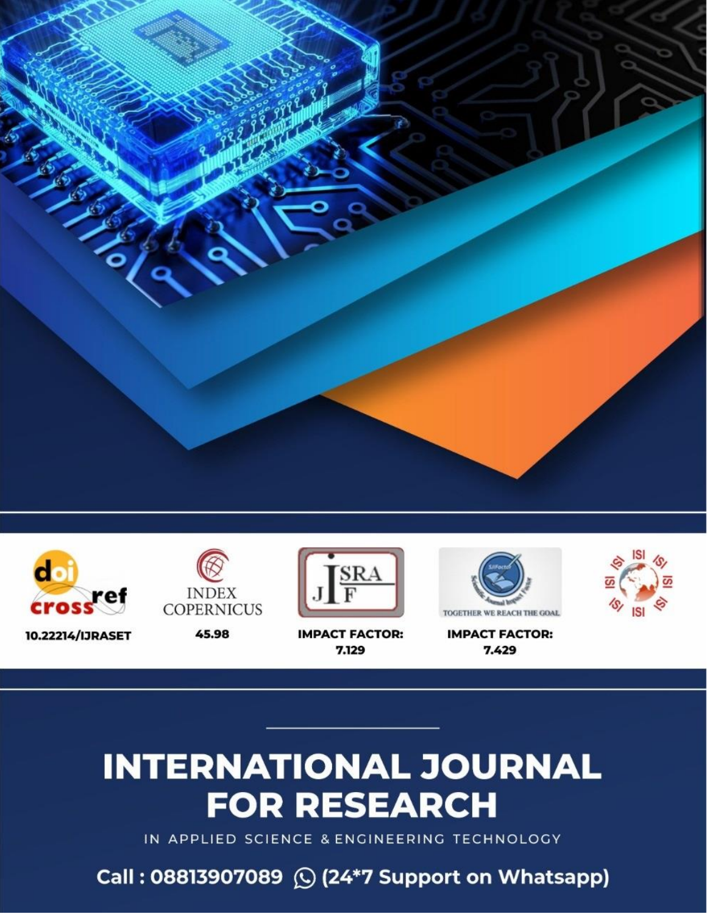doi crossref

10.22214/IJRASET

INDEX COPERNICUS

45.98

ISRA JIF

IMPACT FACTOR: 7.129

TOGETHER WE REACH THE GOAL

IMPACT FACTOR: 7.429

ISI

# INTERNATIONAL JOURNAL FOR RESEARCH

IN APPLIED SCIENCE & ENGINEERING TECHNOLOGY

Call : 08813907089 (24*7 Support on Whatsapp)